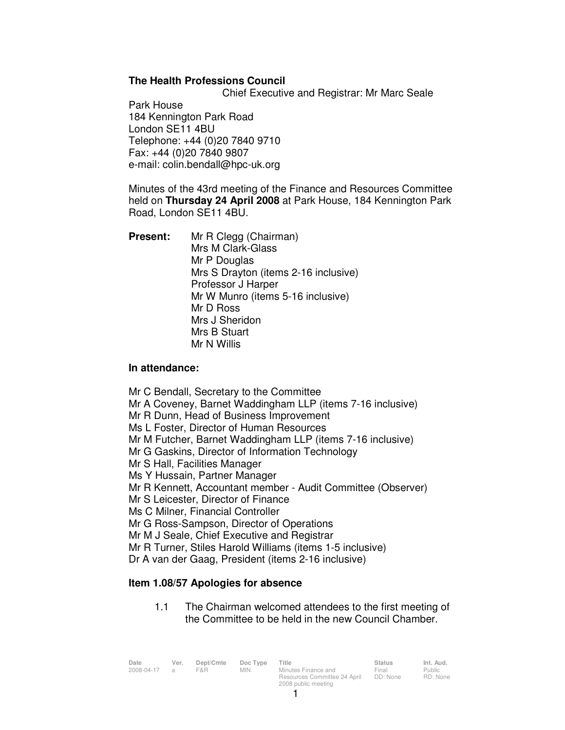**The Health Professions Council**

Chief Executive and Registrar: Mr Marc Seale

Park House
184 Kennington Park Road
London SE11 4BU
Telephone: +44 (0)20 7840 9710
Fax: +44 (0)20 7840 9807
e-mail: colin.bendall@hpc-uk.org

Minutes of the 43rd meeting of the Finance and Resources Committee held on **Thursday 24 April 2008** at Park House, 184 Kennington Park Road, London SE11 4BU.

**Present:**

Mr R Clegg (Chairman)
Mrs M Clark-Glass
Mr P Douglas
Mrs S Drayton (items 2-16 inclusive)
Professor J Harper
Mr W Munro (items 5-16 inclusive)
Mr D Ross
Mrs J Sheridon
Mrs B Stuart
Mr N Willis

**In attendance:**

Mr C Bendall, Secretary to the Committee
Mr A Coveney, Barnet Waddingham LLP (items 7-16 inclusive)
Mr R Dunn, Head of Business Improvement
Ms L Foster, Director of Human Resources
Mr M Futcher, Barnet Waddingham LLP (items 7-16 inclusive)
Mr G Gaskins, Director of Information Technology
Mr S Hall, Facilities Manager
Ms Y Hussain, Partner Manager
Mr R Kennett, Accountant member - Audit Committee (Observer)
Mr S Leicester, Director of Finance
Ms C Milner, Financial Controller
Mr G Ross-Sampson, Director of Operations
Mr M J Seale, Chief Executive and Registrar
Mr R Turner, Stiles Harold Williams (items 1-5 inclusive)
Dr A van der Gaag, President (items 2-16 inclusive)

**Item 1.08/57 Apologies for absence**

1.1 The Chairman welcomed attendees to the first meeting of the Committee to be held in the new Council Chamber.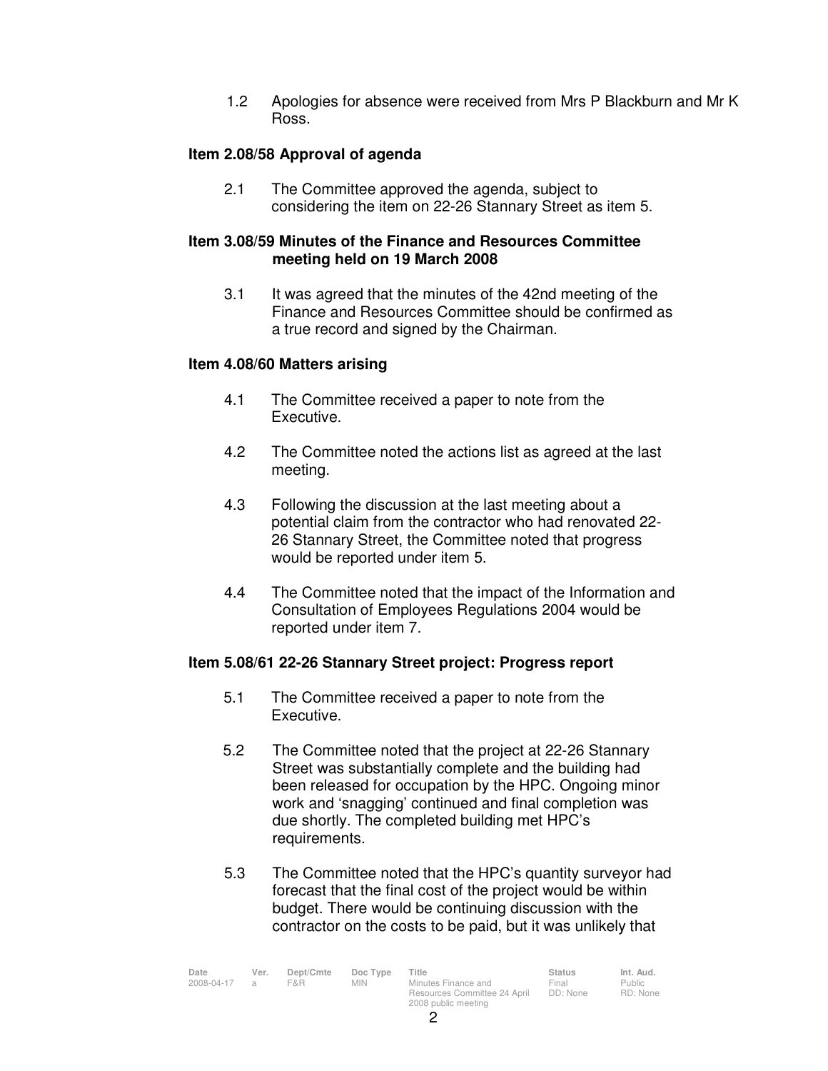1.2 Apologies for absence were received from Mrs P Blackburn and Mr K Ross.

**Item 2.08/58 Approval of agenda**

2.1 The Committee approved the agenda, subject to considering the item on 22-26 Stannary Street as item 5.

**Item 3.08/59 Minutes of the Finance and Resources Committee meeting held on 19 March 2008**

3.1 It was agreed that the minutes of the 42nd meeting of the Finance and Resources Committee should be confirmed as a true record and signed by the Chairman.

**Item 4.08/60 Matters arising**

4.1 The Committee received a paper to note from the Executive.

4.2 The Committee noted the actions list as agreed at the last meeting.

4.3 Following the discussion at the last meeting about a potential claim from the contractor who had renovated 22-26 Stannary Street, the Committee noted that progress would be reported under item 5.

4.4 The Committee noted that the impact of the Information and Consultation of Employees Regulations 2004 would be reported under item 7.

**Item 5.08/61 22-26 Stannary Street project: Progress report**

5.1 The Committee received a paper to note from the Executive.

5.2 The Committee noted that the project at 22-26 Stannary Street was substantially complete and the building had been released for occupation by the HPC. Ongoing minor work and 'snagging' continued and final completion was due shortly. The completed building met HPC's requirements.

5.3 The Committee noted that the HPC's quantity surveyor had forecast that the final cost of the project would be within budget. There would be continuing discussion with the contractor on the costs to be paid, but it was unlikely that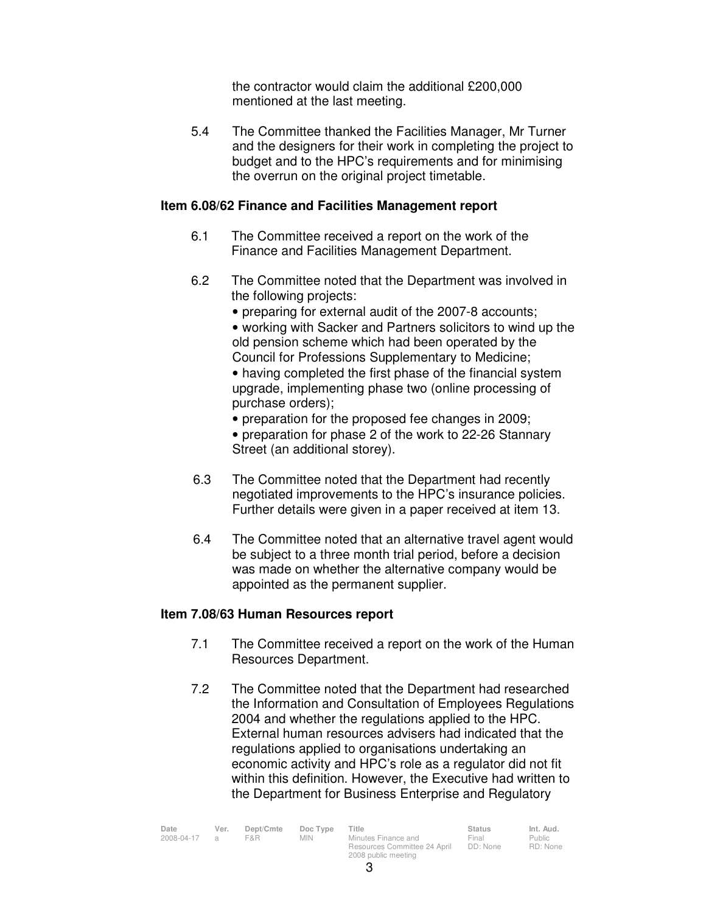the contractor would claim the additional £200,000 mentioned at the last meeting.

5.4 The Committee thanked the Facilities Manager, Mr Turner and the designers for their work in completing the project to budget and to the HPC's requirements and for minimising the overrun on the original project timetable.

**Item 6.08/62 Finance and Facilities Management report**

6.1 The Committee received a report on the work of the Finance and Facilities Management Department.

6.2 The Committee noted that the Department was involved in the following projects:

- preparing for external audit of the 2007-8 accounts;
- working with Sacker and Partners solicitors to wind up the old pension scheme which had been operated by the Council for Professions Supplementary to Medicine;
- having completed the first phase of the financial system upgrade, implementing phase two (online processing of purchase orders);
- preparation for the proposed fee changes in 2009;
- preparation for phase 2 of the work to 22-26 Stannary Street (an additional storey).

6.3 The Committee noted that the Department had recently negotiated improvements to the HPC's insurance policies. Further details were given in a paper received at item 13.

6.4 The Committee noted that an alternative travel agent would be subject to a three month trial period, before a decision was made on whether the alternative company would be appointed as the permanent supplier.

**Item 7.08/63 Human Resources report**

7.1 The Committee received a report on the work of the Human Resources Department.

7.2 The Committee noted that the Department had researched the Information and Consultation of Employees Regulations 2004 and whether the regulations applied to the HPC. External human resources advisers had indicated that the regulations applied to organisations undertaking an economic activity and HPC's role as a regulator did not fit within this definition. However, the Executive had written to the Department for Business Enterprise and Regulatory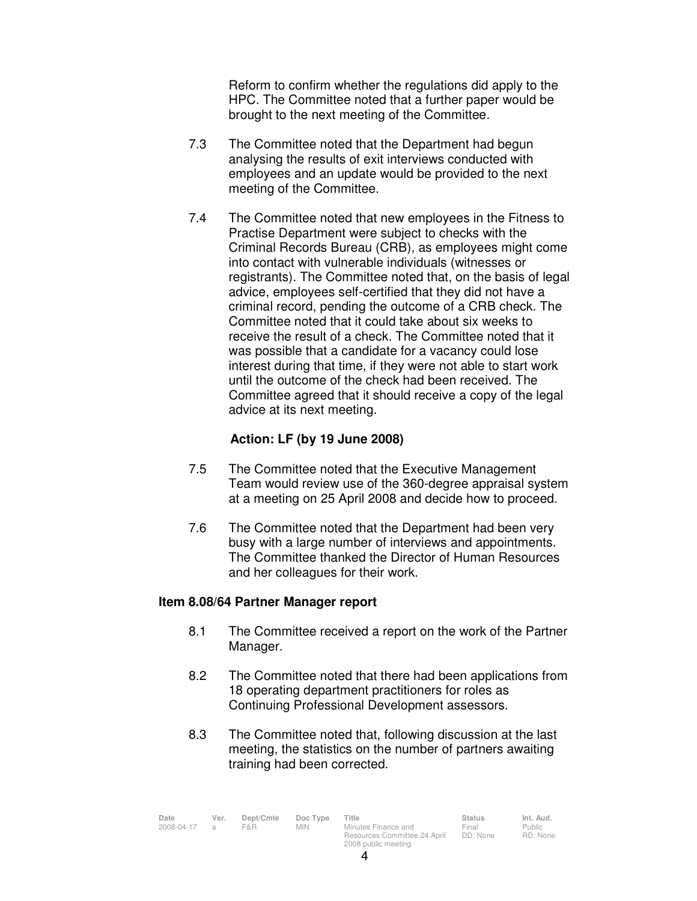Reform to confirm whether the regulations did apply to the HPC. The Committee noted that a further paper would be brought to the next meeting of the Committee.

7.3 The Committee noted that the Department had begun analysing the results of exit interviews conducted with employees and an update would be provided to the next meeting of the Committee.

7.4 The Committee noted that new employees in the Fitness to Practise Department were subject to checks with the Criminal Records Bureau (CRB), as employees might come into contact with vulnerable individuals (witnesses or registrants). The Committee noted that, on the basis of legal advice, employees self-certified that they did not have a criminal record, pending the outcome of a CRB check. The Committee noted that it could take about six weeks to receive the result of a check. The Committee noted that it was possible that a candidate for a vacancy could lose interest during that time, if they were not able to start work until the outcome of the check had been received. The Committee agreed that it should receive a copy of the legal advice at its next meeting.

**Action: LF (by 19 June 2008)**

7.5 The Committee noted that the Executive Management Team would review use of the 360-degree appraisal system at a meeting on 25 April 2008 and decide how to proceed.

7.6 The Committee noted that the Department had been very busy with a large number of interviews and appointments. The Committee thanked the Director of Human Resources and her colleagues for their work.

**Item 8.08/64 Partner Manager report**

8.1 The Committee received a report on the work of the Partner Manager.

8.2 The Committee noted that there had been applications from 18 operating department practitioners for roles as Continuing Professional Development assessors.

8.3 The Committee noted that, following discussion at the last meeting, the statistics on the number of partners awaiting training had been corrected.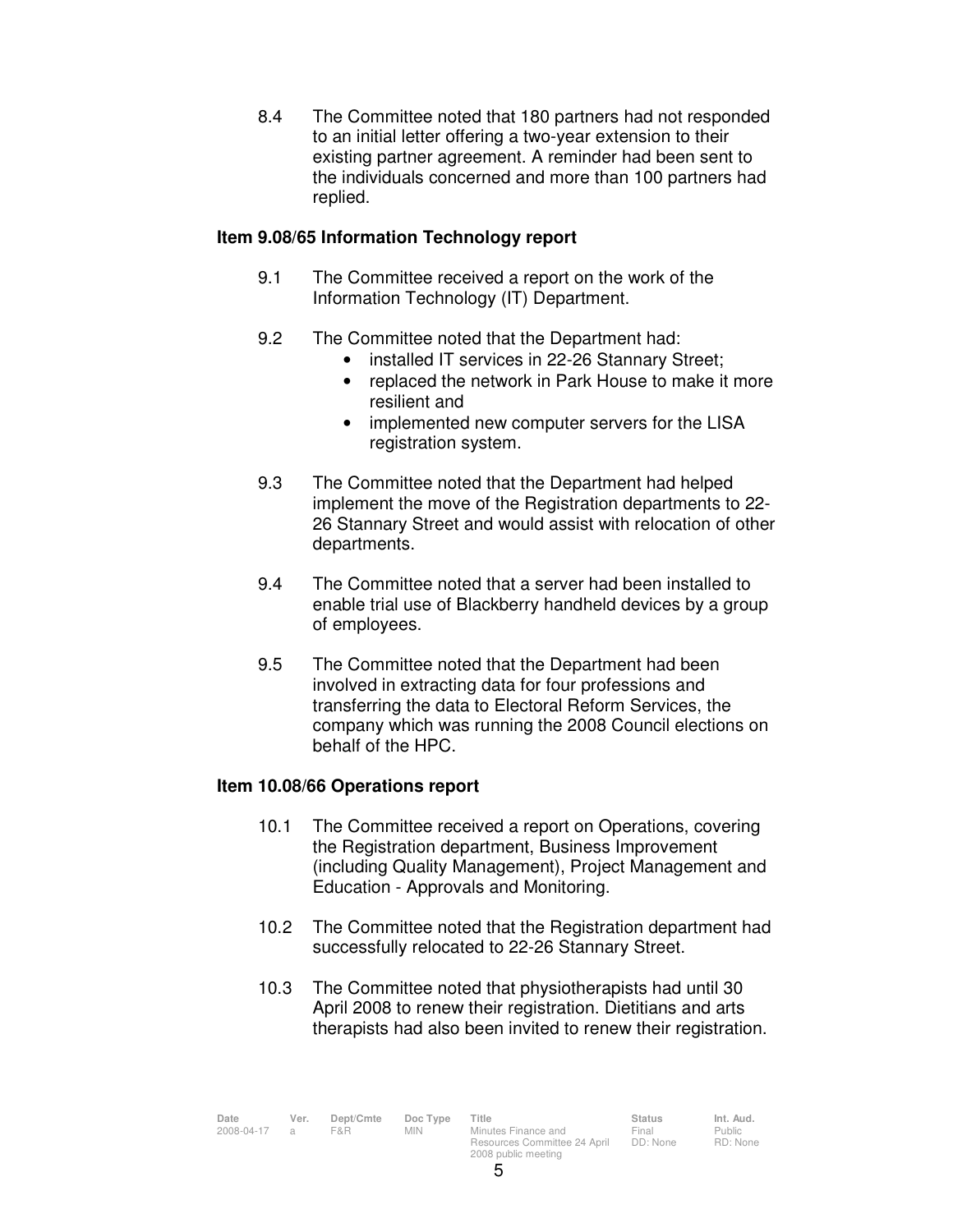8.4 The Committee noted that 180 partners had not responded to an initial letter offering a two-year extension to their existing partner agreement. A reminder had been sent to the individuals concerned and more than 100 partners had replied.

**Item 9.08/65 Information Technology report**

9.1 The Committee received a report on the work of the Information Technology (IT) Department.

9.2 The Committee noted that the Department had:

- installed IT services in 22-26 Stannary Street;
- replaced the network in Park House to make it more resilient and
- implemented new computer servers for the LISA registration system.

9.3 The Committee noted that the Department had helped implement the move of the Registration departments to 22-26 Stannary Street and would assist with relocation of other departments.

9.4 The Committee noted that a server had been installed to enable trial use of Blackberry handheld devices by a group of employees.

9.5 The Committee noted that the Department had been involved in extracting data for four professions and transferring the data to Electoral Reform Services, the company which was running the 2008 Council elections on behalf of the HPC.

**Item 10.08/66 Operations report**

10.1 The Committee received a report on Operations, covering the Registration department, Business Improvement (including Quality Management), Project Management and Education - Approvals and Monitoring.

10.2 The Committee noted that the Registration department had successfully relocated to 22-26 Stannary Street.

10.3 The Committee noted that physiotherapists had until 30 April 2008 to renew their registration. Dietitians and arts therapists had also been invited to renew their registration.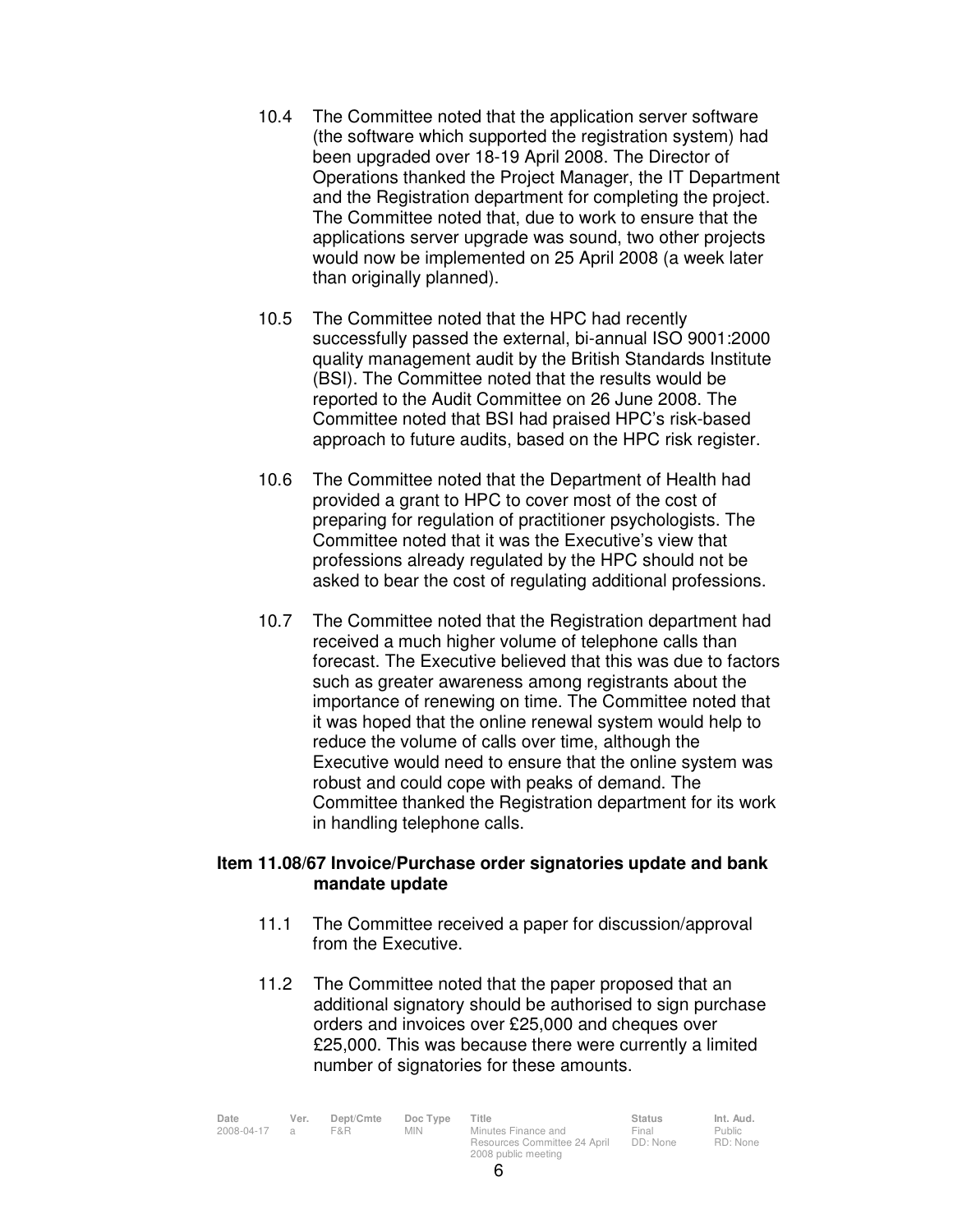10.4 The Committee noted that the application server software (the software which supported the registration system) had been upgraded over 18-19 April 2008. The Director of Operations thanked the Project Manager, the IT Department and the Registration department for completing the project. The Committee noted that, due to work to ensure that the applications server upgrade was sound, two other projects would now be implemented on 25 April 2008 (a week later than originally planned).

10.5 The Committee noted that the HPC had recently successfully passed the external, bi-annual ISO 9001:2000 quality management audit by the British Standards Institute (BSI). The Committee noted that the results would be reported to the Audit Committee on 26 June 2008. The Committee noted that BSI had praised HPC's risk-based approach to future audits, based on the HPC risk register.

10.6 The Committee noted that the Department of Health had provided a grant to HPC to cover most of the cost of preparing for regulation of practitioner psychologists. The Committee noted that it was the Executive's view that professions already regulated by the HPC should not be asked to bear the cost of regulating additional professions.

10.7 The Committee noted that the Registration department had received a much higher volume of telephone calls than forecast. The Executive believed that this was due to factors such as greater awareness among registrants about the importance of renewing on time. The Committee noted that it was hoped that the online renewal system would help to reduce the volume of calls over time, although the Executive would need to ensure that the online system was robust and could cope with peaks of demand. The Committee thanked the Registration department for its work in handling telephone calls.

**Item 11.08/67 Invoice/Purchase order signatories update and bank mandate update**

11.1 The Committee received a paper for discussion/approval from the Executive.

11.2 The Committee noted that the paper proposed that an additional signatory should be authorised to sign purchase orders and invoices over £25,000 and cheques over £25,000. This was because there were currently a limited number of signatories for these amounts.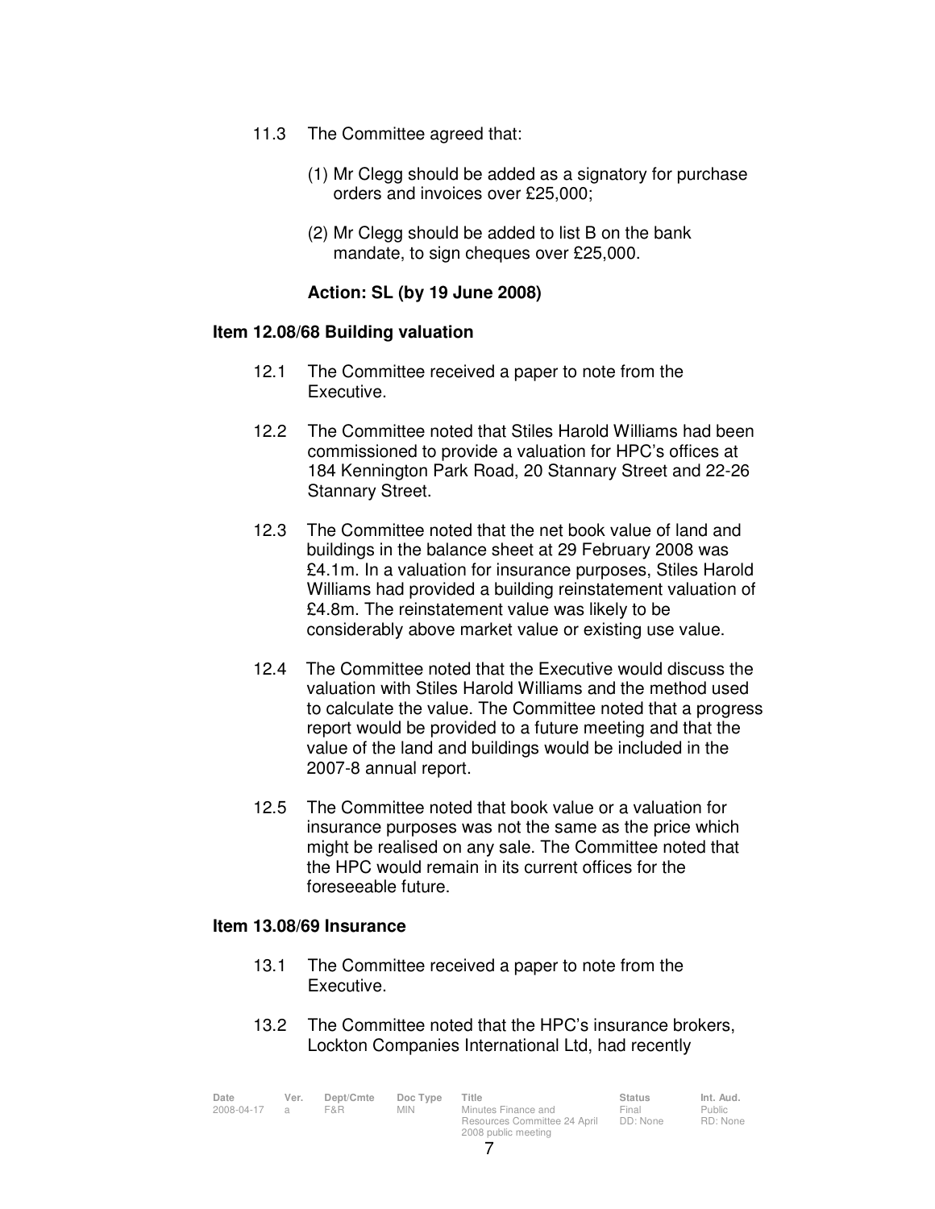11.3 The Committee agreed that:

(1) Mr Clegg should be added as a signatory for purchase orders and invoices over £25,000;

(2) Mr Clegg should be added to list B on the bank mandate, to sign cheques over £25,000.

**Action: SL (by 19 June 2008)**

**Item 12.08/68 Building valuation**

12.1 The Committee received a paper to note from the Executive.

12.2 The Committee noted that Stiles Harold Williams had been commissioned to provide a valuation for HPC's offices at 184 Kennington Park Road, 20 Stannary Street and 22-26 Stannary Street.

12.3 The Committee noted that the net book value of land and buildings in the balance sheet at 29 February 2008 was £4.1m. In a valuation for insurance purposes, Stiles Harold Williams had provided a building reinstatement valuation of £4.8m. The reinstatement value was likely to be considerably above market value or existing use value.

12.4 The Committee noted that the Executive would discuss the valuation with Stiles Harold Williams and the method used to calculate the value. The Committee noted that a progress report would be provided to a future meeting and that the value of the land and buildings would be included in the 2007-8 annual report.

12.5 The Committee noted that book value or a valuation for insurance purposes was not the same as the price which might be realised on any sale. The Committee noted that the HPC would remain in its current offices for the foreseeable future.

**Item 13.08/69 Insurance**

13.1 The Committee received a paper to note from the Executive.

13.2 The Committee noted that the HPC's insurance brokers, Lockton Companies International Ltd, had recently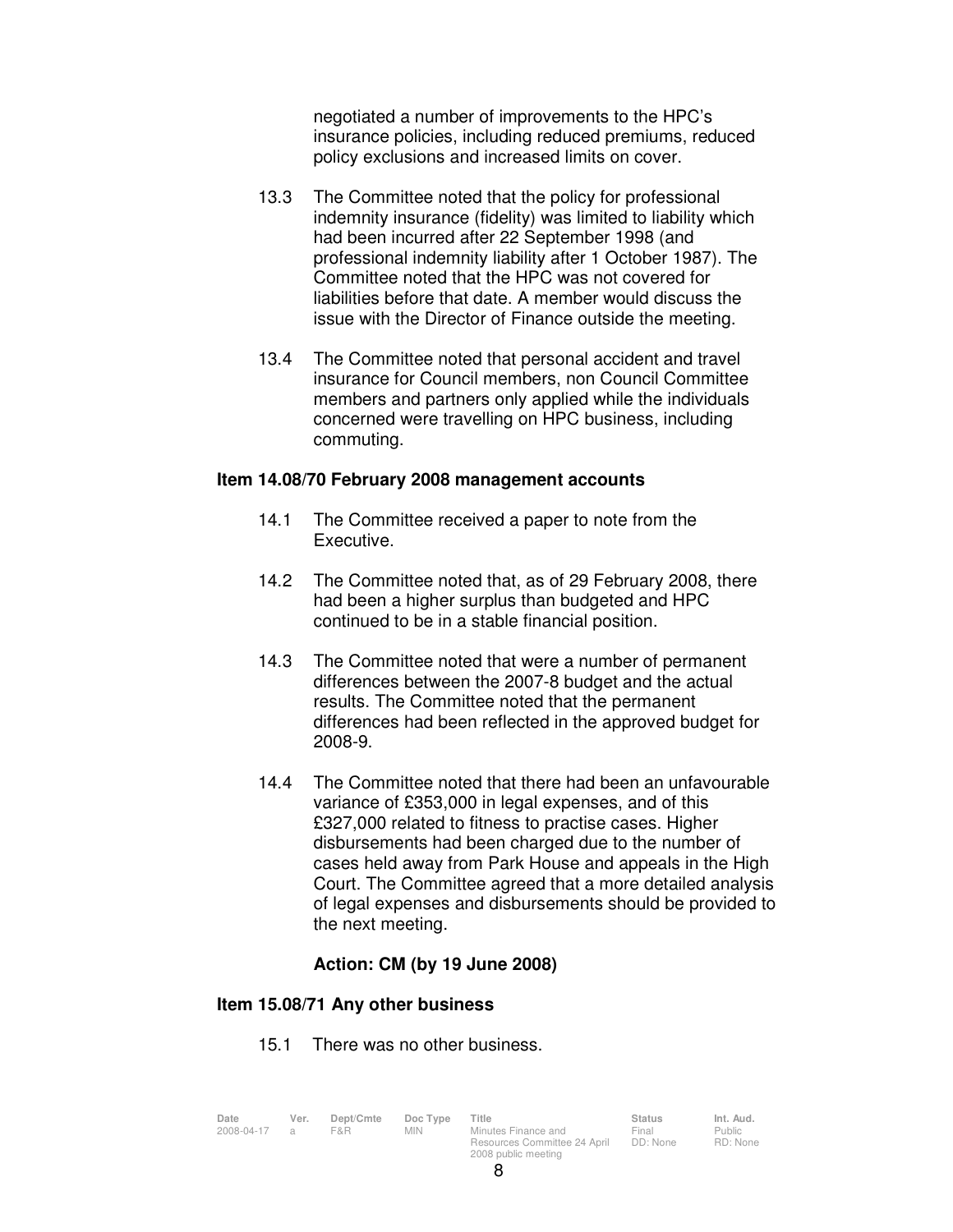negotiated a number of improvements to the HPC's insurance policies, including reduced premiums, reduced policy exclusions and increased limits on cover.

13.3 The Committee noted that the policy for professional indemnity insurance (fidelity) was limited to liability which had been incurred after 22 September 1998 (and professional indemnity liability after 1 October 1987). The Committee noted that the HPC was not covered for liabilities before that date. A member would discuss the issue with the Director of Finance outside the meeting.

13.4 The Committee noted that personal accident and travel insurance for Council members, non Council Committee members and partners only applied while the individuals concerned were travelling on HPC business, including commuting.

**Item 14.08/70 February 2008 management accounts**

14.1 The Committee received a paper to note from the Executive.

14.2 The Committee noted that, as of 29 February 2008, there had been a higher surplus than budgeted and HPC continued to be in a stable financial position.

14.3 The Committee noted that were a number of permanent differences between the 2007-8 budget and the actual results. The Committee noted that the permanent differences had been reflected in the approved budget for 2008-9.

14.4 The Committee noted that there had been an unfavourable variance of £353,000 in legal expenses, and of this £327,000 related to fitness to practise cases. Higher disbursements had been charged due to the number of cases held away from Park House and appeals in the High Court. The Committee agreed that a more detailed analysis of legal expenses and disbursements should be provided to the next meeting.

**Action: CM (by 19 June 2008)**

**Item 15.08/71 Any other business**

15.1 There was no other business.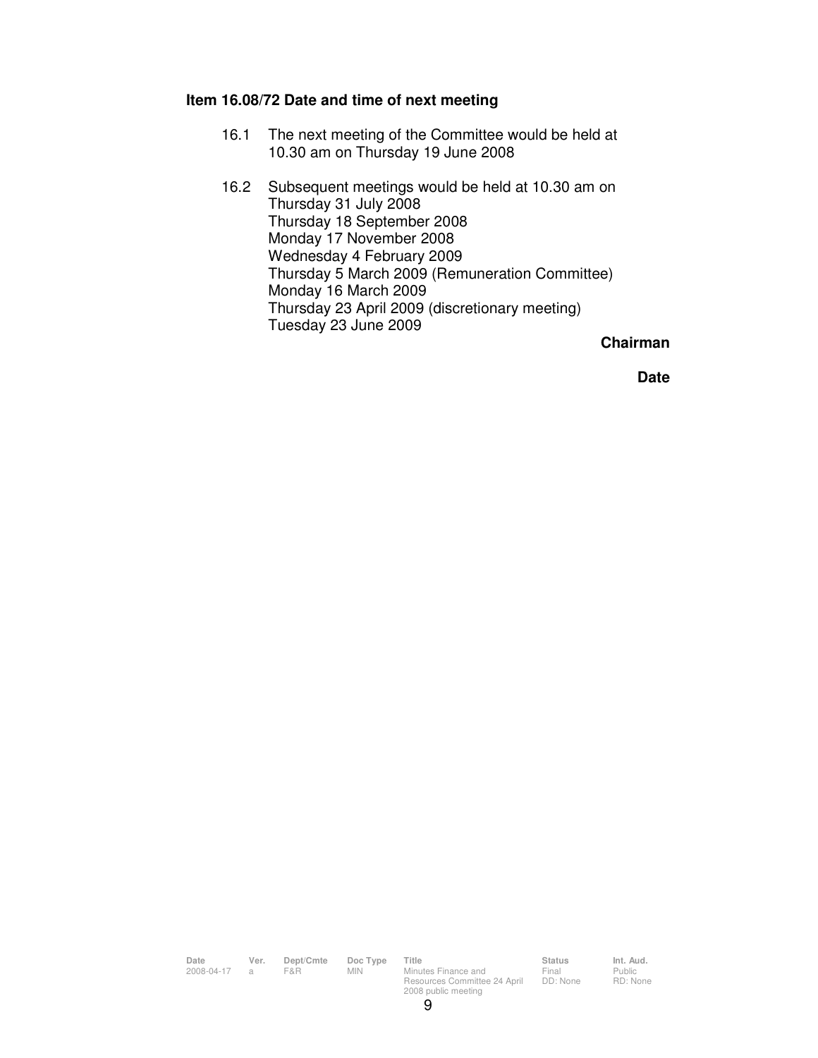**Item 16.08/72 Date and time of next meeting**

16.1 The next meeting of the Committee would be held at 10.30 am on Thursday 19 June 2008

16.2 Subsequent meetings would be held at 10.30 am on
Thursday 31 July 2008
Thursday 18 September 2008
Monday 17 November 2008
Wednesday 4 February 2009
Thursday 5 March 2009 (Remuneration Committee)
Monday 16 March 2009
Thursday 23 April 2009 (discretionary meeting)
Tuesday 23 June 2009

**Chairman**

**Date**